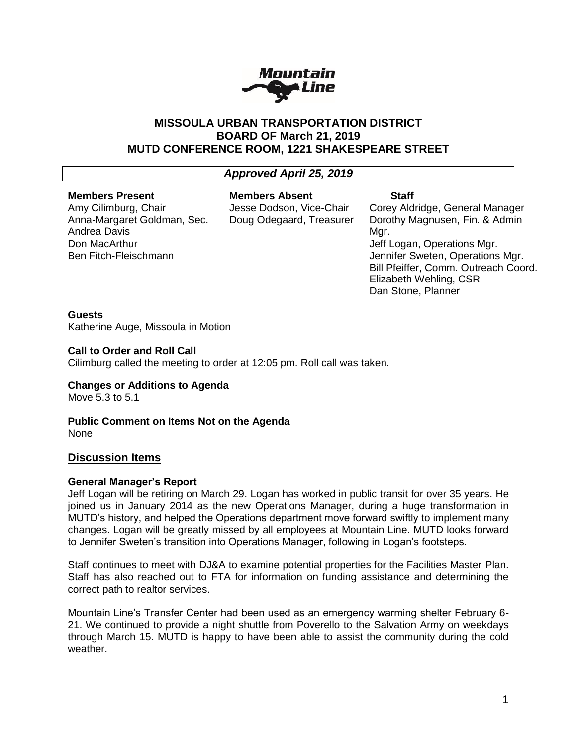# MISSOULA URBAN TRANSPORTATION DISTRICT
# BOARD OF March 21, 2019
# MUTD CONFERENCE ROOM, 1221 SHAKESPEARE STREET

***Approved April 25, 2019***

| **Members Present** | **Members Absent** | **Staff** |
|---|---|---|
| Amy Cilimburg, Chair | Jesse Dodson, Vice-Chair | Corey Aldridge, General Manager |
| Anna-Margaret Goldman, Sec. | Doug Odegaard, Treasurer | Dorothy Magnusen, Fin. & Admin Mgr. |
| Andrea Davis | | Jeff Logan, Operations Mgr. |
| Don MacArthur | | Jennifer Sweten, Operations Mgr. |
| Ben Fitch-Fleischmann | | Bill Pfeiffer, Comm. Outreach Coord. |
| | | Elizabeth Wehling, CSR |
| | | Dan Stone, Planner |

**Guests**
Katherine Auge, Missoula in Motion

**Call to Order and Roll Call**
Cilimburg called the meeting to order at 12:05 pm. Roll call was taken.

**Changes or Additions to Agenda**
Move 5.3 to 5.1

**Public Comment on Items Not on the Agenda**
None

## Discussion Items

**General Manager's Report**
Jeff Logan will be retiring on March 29. Logan has worked in public transit for over 35 years. He joined us in January 2014 as the new Operations Manager, during a huge transformation in MUTD's history, and helped the Operations department move forward swiftly to implement many changes. Logan will be greatly missed by all employees at Mountain Line. MUTD looks forward to Jennifer Sweten's transition into Operations Manager, following in Logan's footsteps.

Staff continues to meet with DJ&A to examine potential properties for the Facilities Master Plan. Staff has also reached out to FTA for information on funding assistance and determining the correct path to realtor services.

Mountain Line's Transfer Center had been used as an emergency warming shelter February 6-21. We continued to provide a night shuttle from Poverello to the Salvation Army on weekdays through March 15. MUTD is happy to have been able to assist the community during the cold weather.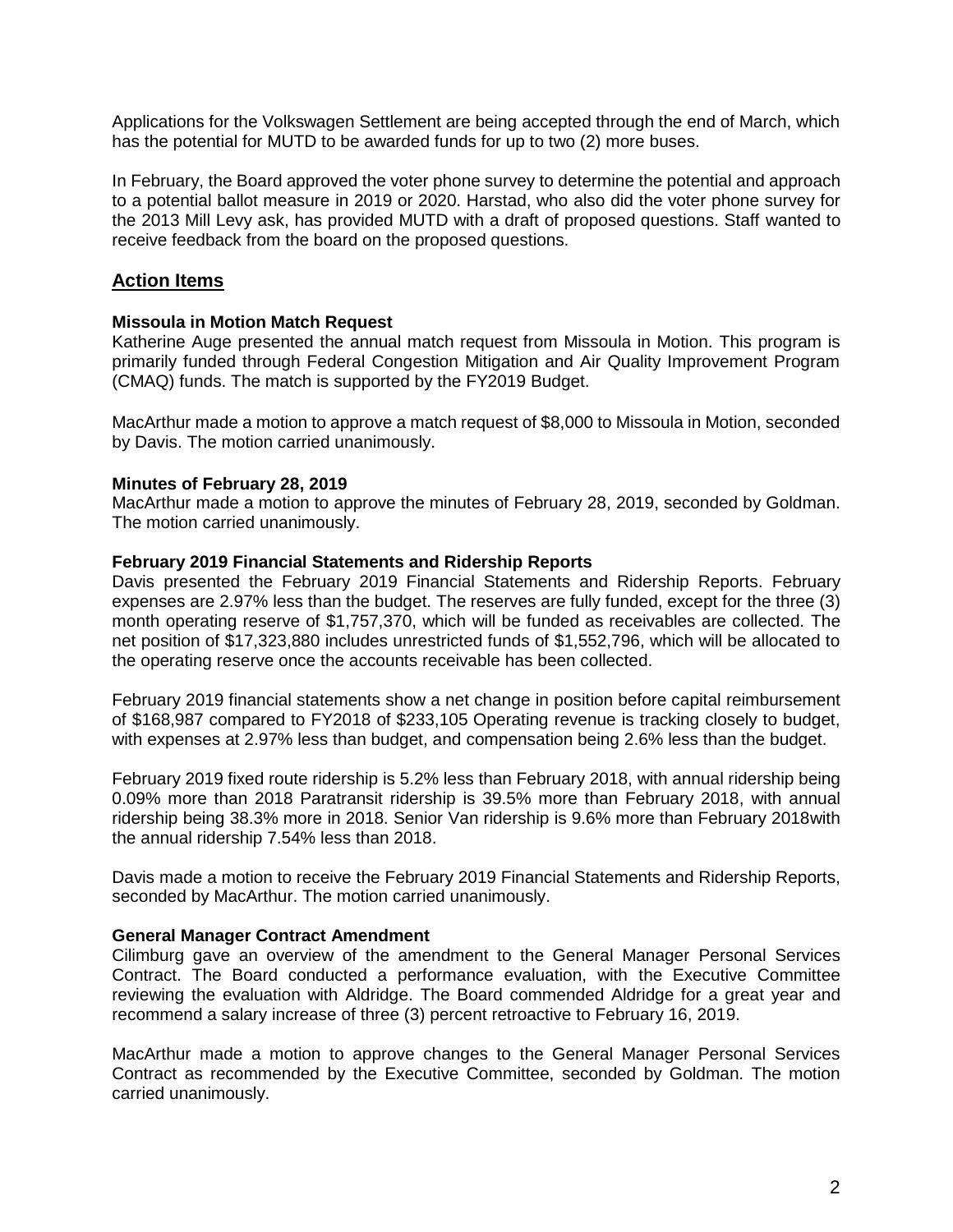Applications for the Volkswagen Settlement are being accepted through the end of March, which has the potential for MUTD to be awarded funds for up to two (2) more buses.

In February, the Board approved the voter phone survey to determine the potential and approach to a potential ballot measure in 2019 or 2020. Harstad, who also did the voter phone survey for the 2013 Mill Levy ask, has provided MUTD with a draft of proposed questions. Staff wanted to receive feedback from the board on the proposed questions.

## Action Items

**Missoula in Motion Match Request**
Katherine Auge presented the annual match request from Missoula in Motion. This program is primarily funded through Federal Congestion Mitigation and Air Quality Improvement Program (CMAQ) funds. The match is supported by the FY2019 Budget.

MacArthur made a motion to approve a match request of $8,000 to Missoula in Motion, seconded by Davis. The motion carried unanimously.

**Minutes of February 28, 2019**
MacArthur made a motion to approve the minutes of February 28, 2019, seconded by Goldman. The motion carried unanimously.

**February 2019 Financial Statements and Ridership Reports**
Davis presented the February 2019 Financial Statements and Ridership Reports. February expenses are 2.97% less than the budget. The reserves are fully funded, except for the three (3) month operating reserve of $1,757,370, which will be funded as receivables are collected. The net position of $17,323,880 includes unrestricted funds of $1,552,796, which will be allocated to the operating reserve once the accounts receivable has been collected.

February 2019 financial statements show a net change in position before capital reimbursement of $168,987 compared to FY2018 of $233,105 Operating revenue is tracking closely to budget, with expenses at 2.97% less than budget, and compensation being 2.6% less than the budget.

February 2019 fixed route ridership is 5.2% less than February 2018, with annual ridership being 0.09% more than 2018 Paratransit ridership is 39.5% more than February 2018, with annual ridership being 38.3% more in 2018. Senior Van ridership is 9.6% more than February 2018with the annual ridership 7.54% less than 2018.

Davis made a motion to receive the February 2019 Financial Statements and Ridership Reports, seconded by MacArthur. The motion carried unanimously.

**General Manager Contract Amendment**
Cilimburg gave an overview of the amendment to the General Manager Personal Services Contract. The Board conducted a performance evaluation, with the Executive Committee reviewing the evaluation with Aldridge. The Board commended Aldridge for a great year and recommend a salary increase of three (3) percent retroactive to February 16, 2019.

MacArthur made a motion to approve changes to the General Manager Personal Services Contract as recommended by the Executive Committee, seconded by Goldman. The motion carried unanimously.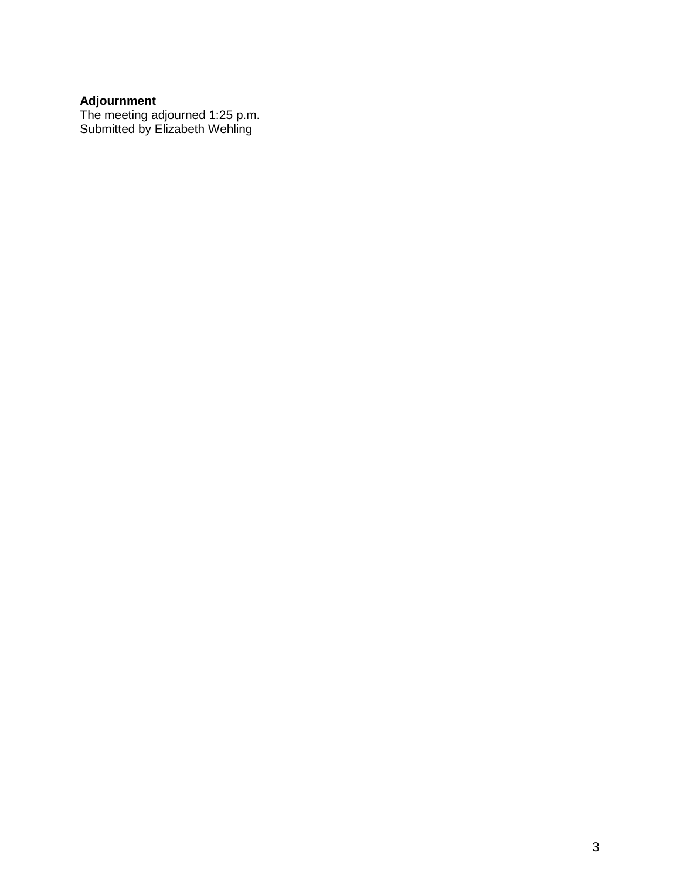**Adjournment**
The meeting adjourned 1:25 p.m.
Submitted by Elizabeth Wehling